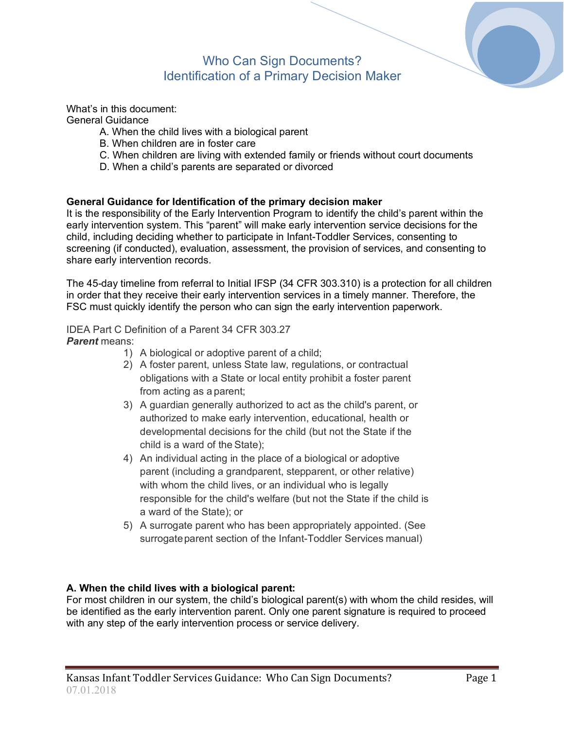# Who Can Sign Documents?
# Identification of a Primary Decision Maker

What's in this document:

General Guidance

A. When the child lives with a biological parent
B. When children are in foster care
C. When children are living with extended family or friends without court documents
D. When a child's parents are separated or divorced

**General Guidance for Identification of the primary decision maker**

It is the responsibility of the Early Intervention Program to identify the child's parent within the early intervention system. This "parent" will make early intervention service decisions for the child, including deciding whether to participate in Infant-Toddler Services, consenting to screening (if conducted), evaluation, assessment, the provision of services, and consenting to share early intervention records.

The 45-day timeline from referral to Initial IFSP (34 CFR 303.310) is a protection for all children in order that they receive their early intervention services in a timely manner. Therefore, the FSC must quickly identify the person who can sign the early intervention paperwork.

IDEA Part C Definition of a Parent 34 CFR 303.27

***Parent*** means:

1) A biological or adoptive parent of a child;
2) A foster parent, unless State law, regulations, or contractual obligations with a State or local entity prohibit a foster parent from acting as a parent;
3) A guardian generally authorized to act as the child's parent, or authorized to make early intervention, educational, health or developmental decisions for the child (but not the State if the child is a ward of the State);
4) An individual acting in the place of a biological or adoptive parent (including a grandparent, stepparent, or other relative) with whom the child lives, or an individual who is legally responsible for the child's welfare (but not the State if the child is a ward of the State); or
5) A surrogate parent who has been appropriately appointed. (See surrogate parent section of the Infant-Toddler Services manual)

**A. When the child lives with a biological parent:**

For most children in our system, the child's biological parent(s) with whom the child resides, will be identified as the early intervention parent. Only one parent signature is required to proceed with any step of the early intervention process or service delivery.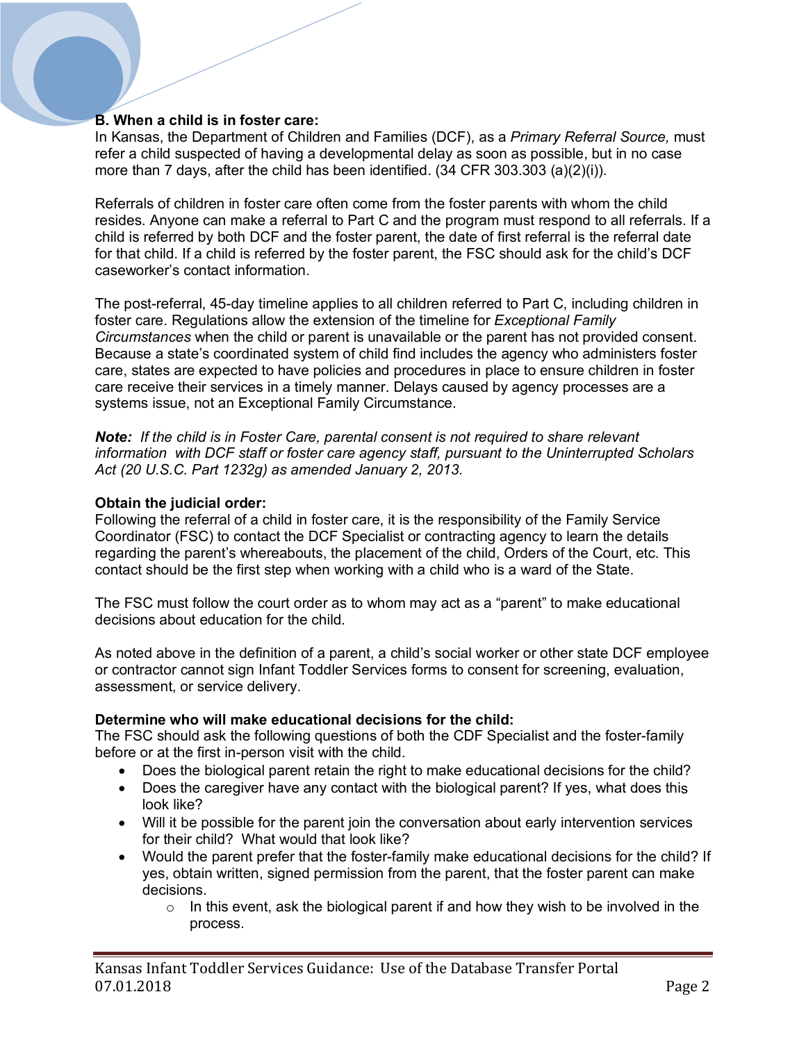**B. When a child is in foster care:**

In Kansas, the Department of Children and Families (DCF), as a *Primary Referral Source,* must refer a child suspected of having a developmental delay as soon as possible, but in no case more than 7 days, after the child has been identified. (34 CFR 303.303 (a)(2)(i)).

Referrals of children in foster care often come from the foster parents with whom the child resides. Anyone can make a referral to Part C and the program must respond to all referrals. If a child is referred by both DCF and the foster parent, the date of first referral is the referral date for that child. If a child is referred by the foster parent, the FSC should ask for the child's DCF caseworker's contact information.

The post-referral, 45-day timeline applies to all children referred to Part C, including children in foster care. Regulations allow the extension of the timeline for *Exceptional Family Circumstances* when the child or parent is unavailable or the parent has not provided consent. Because a state's coordinated system of child find includes the agency who administers foster care, states are expected to have policies and procedures in place to ensure children in foster care receive their services in a timely manner. Delays caused by agency processes are a systems issue, not an Exceptional Family Circumstance.

***Note:*** *If the child is in Foster Care, parental consent is not required to share relevant information with DCF staff or foster care agency staff, pursuant to the Uninterrupted Scholars Act (20 U.S.C. Part 1232g) as amended January 2, 2013.*

**Obtain the judicial order:**

Following the referral of a child in foster care, it is the responsibility of the Family Service Coordinator (FSC) to contact the DCF Specialist or contracting agency to learn the details regarding the parent's whereabouts, the placement of the child, Orders of the Court, etc. This contact should be the first step when working with a child who is a ward of the State.

The FSC must follow the court order as to whom may act as a "parent" to make educational decisions about education for the child.

As noted above in the definition of a parent, a child's social worker or other state DCF employee or contractor cannot sign Infant Toddler Services forms to consent for screening, evaluation, assessment, or service delivery.

**Determine who will make educational decisions for the child:**

The FSC should ask the following questions of both the CDF Specialist and the foster-family before or at the first in-person visit with the child.

- Does the biological parent retain the right to make educational decisions for the child?
- Does the caregiver have any contact with the biological parent? If yes, what does this look like?
- Will it be possible for the parent join the conversation about early intervention services for their child? What would that look like?
- Would the parent prefer that the foster-family make educational decisions for the child? If yes, obtain written, signed permission from the parent, that the foster parent can make decisions.
  - In this event, ask the biological parent if and how they wish to be involved in the process.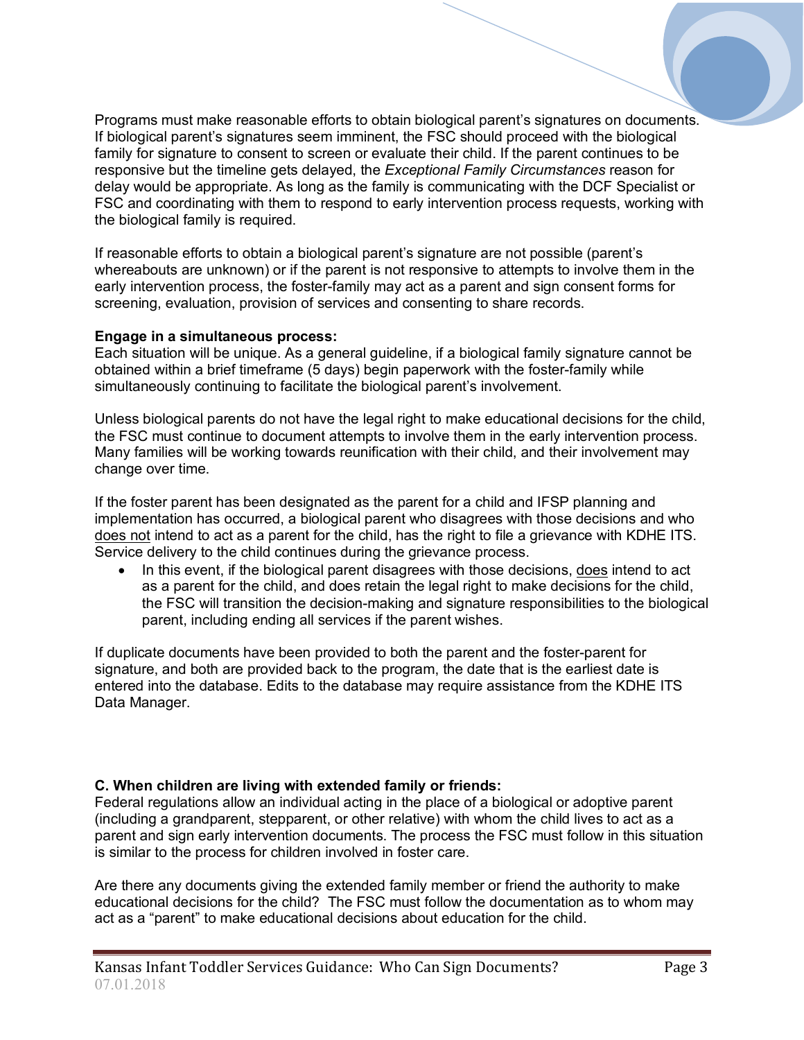Programs must make reasonable efforts to obtain biological parent's signatures on documents. If biological parent's signatures seem imminent, the FSC should proceed with the biological family for signature to consent to screen or evaluate their child. If the parent continues to be responsive but the timeline gets delayed, the *Exceptional Family Circumstances* reason for delay would be appropriate. As long as the family is communicating with the DCF Specialist or FSC and coordinating with them to respond to early intervention process requests, working with the biological family is required.

If reasonable efforts to obtain a biological parent's signature are not possible (parent's whereabouts are unknown) or if the parent is not responsive to attempts to involve them in the early intervention process, the foster-family may act as a parent and sign consent forms for screening, evaluation, provision of services and consenting to share records.

**Engage in a simultaneous process:**
Each situation will be unique. As a general guideline, if a biological family signature cannot be obtained within a brief timeframe (5 days) begin paperwork with the foster-family while simultaneously continuing to facilitate the biological parent's involvement.

Unless biological parents do not have the legal right to make educational decisions for the child, the FSC must continue to document attempts to involve them in the early intervention process. Many families will be working towards reunification with their child, and their involvement may change over time.

If the foster parent has been designated as the parent for a child and IFSP planning and implementation has occurred, a biological parent who disagrees with those decisions and who <u>does not</u> intend to act as a parent for the child, has the right to file a grievance with KDHE ITS. Service delivery to the child continues during the grievance process.

- In this event, if the biological parent disagrees with those decisions, <u>does</u> intend to act as a parent for the child, and does retain the legal right to make decisions for the child, the FSC will transition the decision-making and signature responsibilities to the biological parent, including ending all services if the parent wishes.

If duplicate documents have been provided to both the parent and the foster-parent for signature, and both are provided back to the program, the date that is the earliest date is entered into the database. Edits to the database may require assistance from the KDHE ITS Data Manager.

**C. When children are living with extended family or friends:**
Federal regulations allow an individual acting in the place of a biological or adoptive parent (including a grandparent, stepparent, or other relative) with whom the child lives to act as a parent and sign early intervention documents. The process the FSC must follow in this situation is similar to the process for children involved in foster care.

Are there any documents giving the extended family member or friend the authority to make educational decisions for the child? The FSC must follow the documentation as to whom may act as a "parent" to make educational decisions about education for the child.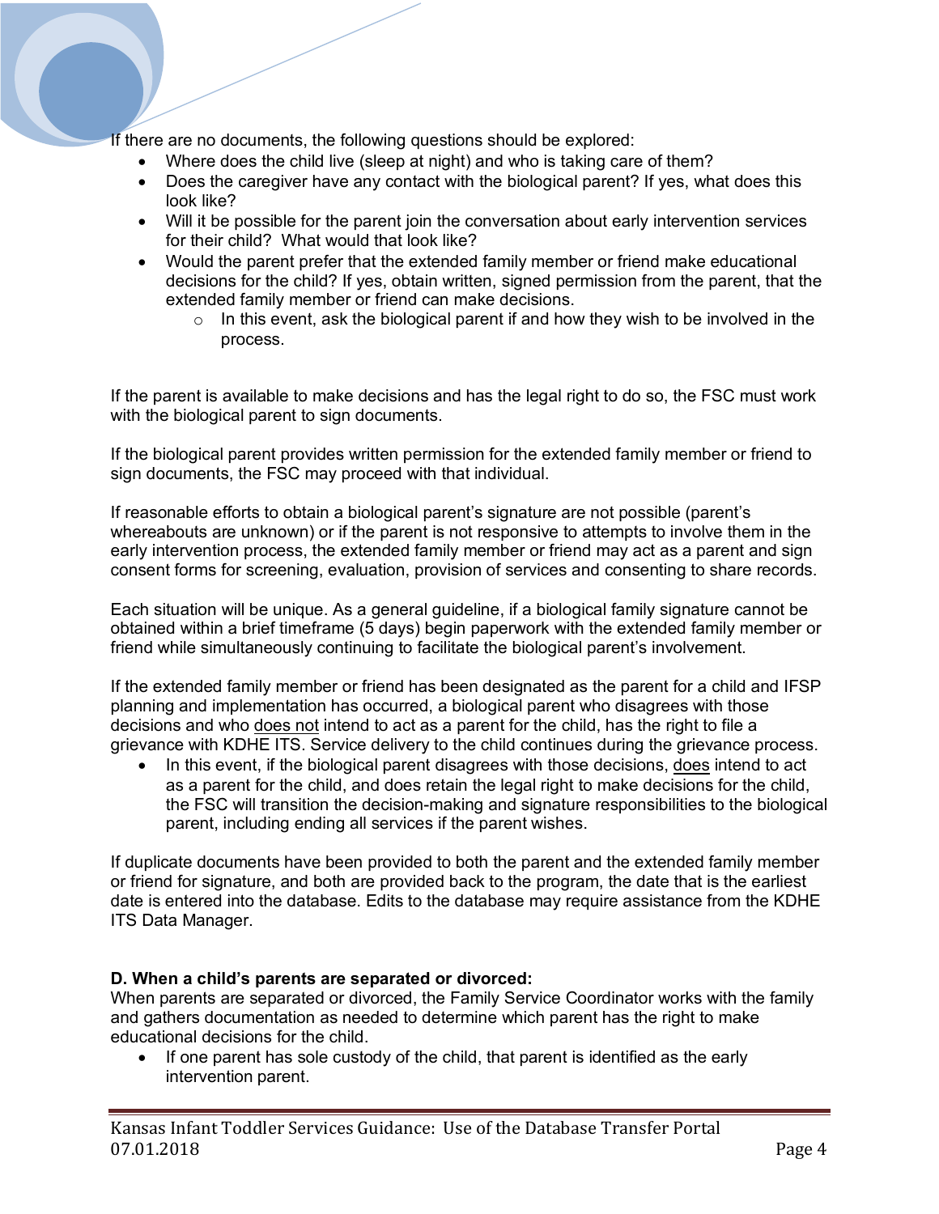If there are no documents, the following questions should be explored:

- Where does the child live (sleep at night) and who is taking care of them?
- Does the caregiver have any contact with the biological parent? If yes, what does this look like?
- Will it be possible for the parent join the conversation about early intervention services for their child? What would that look like?
- Would the parent prefer that the extended family member or friend make educational decisions for the child? If yes, obtain written, signed permission from the parent, that the extended family member or friend can make decisions.
    - In this event, ask the biological parent if and how they wish to be involved in the process.

If the parent is available to make decisions and has the legal right to do so, the FSC must work with the biological parent to sign documents.

If the biological parent provides written permission for the extended family member or friend to sign documents, the FSC may proceed with that individual.

If reasonable efforts to obtain a biological parent's signature are not possible (parent's whereabouts are unknown) or if the parent is not responsive to attempts to involve them in the early intervention process, the extended family member or friend may act as a parent and sign consent forms for screening, evaluation, provision of services and consenting to share records.

Each situation will be unique. As a general guideline, if a biological family signature cannot be obtained within a brief timeframe (5 days) begin paperwork with the extended family member or friend while simultaneously continuing to facilitate the biological parent's involvement.

If the extended family member or friend has been designated as the parent for a child and IFSP planning and implementation has occurred, a biological parent who disagrees with those decisions and who <u>does not</u> intend to act as a parent for the child, has the right to file a grievance with KDHE ITS. Service delivery to the child continues during the grievance process.

- In this event, if the biological parent disagrees with those decisions, <u>does</u> intend to act as a parent for the child, and does retain the legal right to make decisions for the child, the FSC will transition the decision-making and signature responsibilities to the biological parent, including ending all services if the parent wishes.

If duplicate documents have been provided to both the parent and the extended family member or friend for signature, and both are provided back to the program, the date that is the earliest date is entered into the database. Edits to the database may require assistance from the KDHE ITS Data Manager.

**D. When a child's parents are separated or divorced:**

When parents are separated or divorced, the Family Service Coordinator works with the family and gathers documentation as needed to determine which parent has the right to make educational decisions for the child.

- If one parent has sole custody of the child, that parent is identified as the early intervention parent.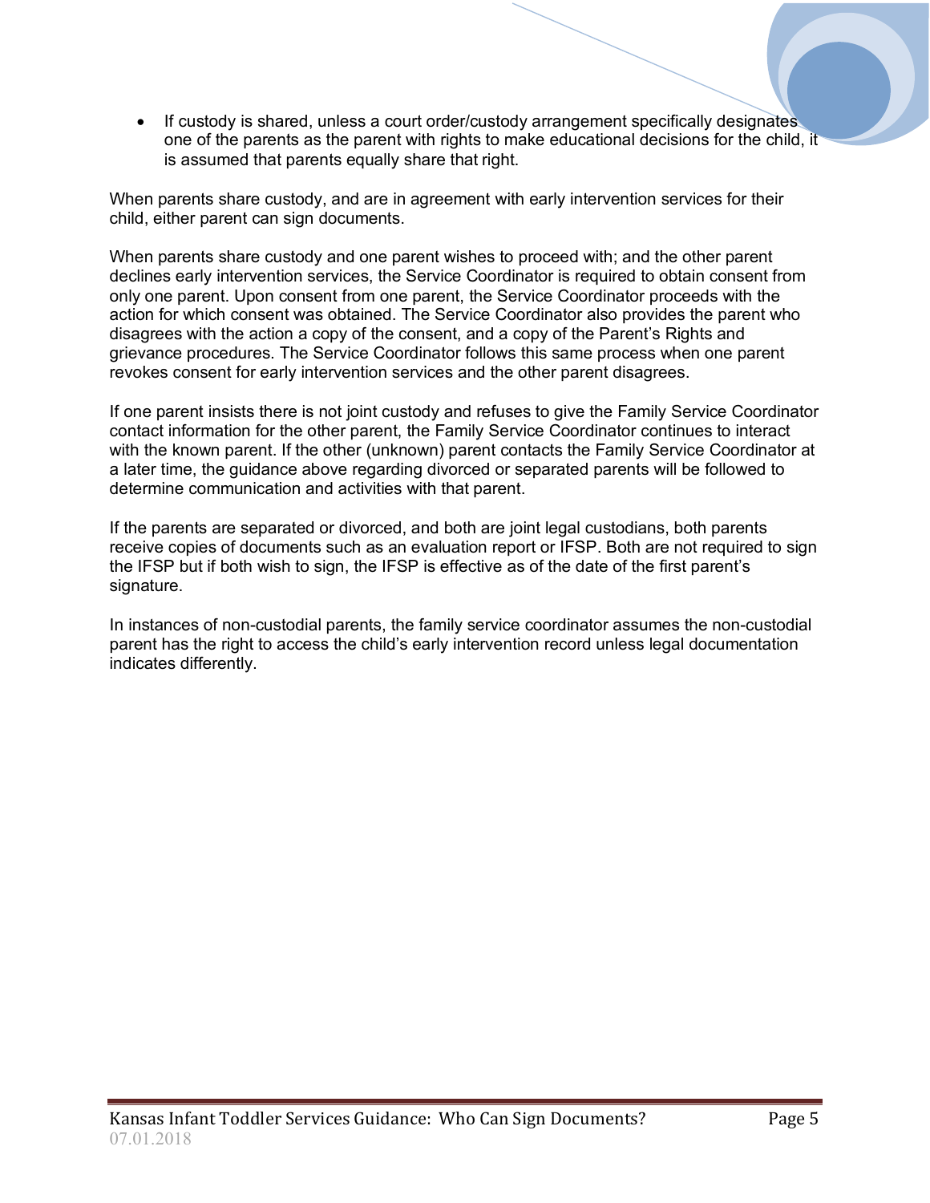- If custody is shared, unless a court order/custody arrangement specifically designates one of the parents as the parent with rights to make educational decisions for the child, it is assumed that parents equally share that right.

When parents share custody, and are in agreement with early intervention services for their child, either parent can sign documents.

When parents share custody and one parent wishes to proceed with; and the other parent declines early intervention services, the Service Coordinator is required to obtain consent from only one parent. Upon consent from one parent, the Service Coordinator proceeds with the action for which consent was obtained. The Service Coordinator also provides the parent who disagrees with the action a copy of the consent, and a copy of the Parent's Rights and grievance procedures. The Service Coordinator follows this same process when one parent revokes consent for early intervention services and the other parent disagrees.

If one parent insists there is not joint custody and refuses to give the Family Service Coordinator contact information for the other parent, the Family Service Coordinator continues to interact with the known parent. If the other (unknown) parent contacts the Family Service Coordinator at a later time, the guidance above regarding divorced or separated parents will be followed to determine communication and activities with that parent.

If the parents are separated or divorced, and both are joint legal custodians, both parents receive copies of documents such as an evaluation report or IFSP. Both are not required to sign the IFSP but if both wish to sign, the IFSP is effective as of the date of the first parent's signature.

In instances of non-custodial parents, the family service coordinator assumes the non-custodial parent has the right to access the child's early intervention record unless legal documentation indicates differently.